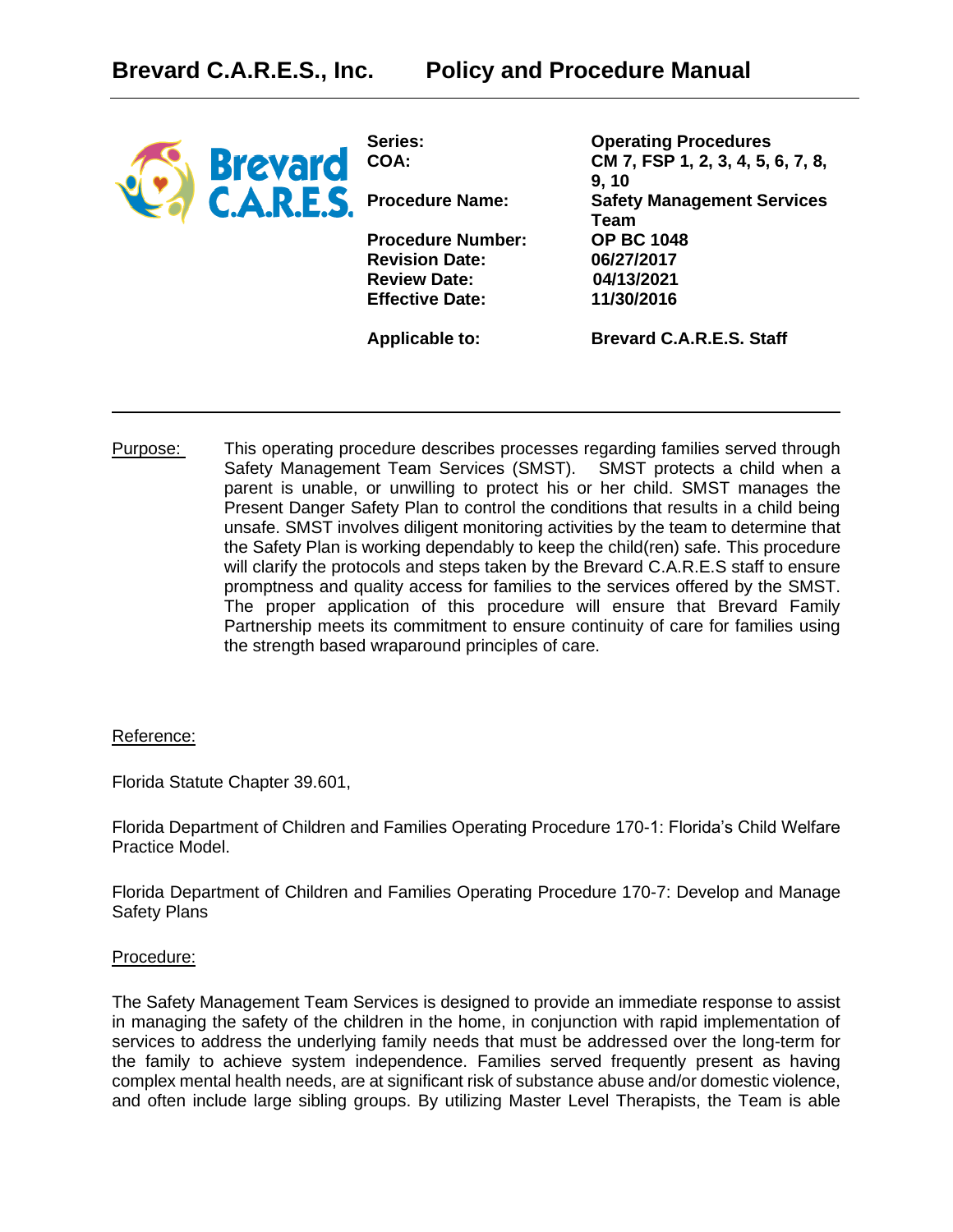# Brevard C.A.R.E.S., Inc. Policy and Procedure Manual

| | |
|---|---|
| **Series:** | **Operating Procedures** |
| **COA:** | **CM 7, FSP 1, 2, 3, 4, 5, 6, 7, 8, 9, 10** |
| **Procedure Name:** | **Safety Management Services Team** |
| **Procedure Number:** | **OP BC 1048** |
| **Revision Date:** | **06/27/2017** |
| **Review Date:** | **04/13/2021** |
| **Effective Date:** | **11/30/2016** |
| **Applicable to:** | **Brevard C.A.R.E.S. Staff** |

Purpose: This operating procedure describes processes regarding families served through Safety Management Team Services (SMST). SMST protects a child when a parent is unable, or unwilling to protect his or her child. SMST manages the Present Danger Safety Plan to control the conditions that results in a child being unsafe. SMST involves diligent monitoring activities by the team to determine that the Safety Plan is working dependably to keep the child(ren) safe. This procedure will clarify the protocols and steps taken by the Brevard C.A.R.E.S staff to ensure promptness and quality access for families to the services offered by the SMST. The proper application of this procedure will ensure that Brevard Family Partnership meets its commitment to ensure continuity of care for families using the strength based wraparound principles of care.

Reference:

Florida Statute Chapter 39.601,

Florida Department of Children and Families Operating Procedure 170-1: Florida's Child Welfare Practice Model.

Florida Department of Children and Families Operating Procedure 170-7: Develop and Manage Safety Plans

Procedure:

The Safety Management Team Services is designed to provide an immediate response to assist in managing the safety of the children in the home, in conjunction with rapid implementation of services to address the underlying family needs that must be addressed over the long-term for the family to achieve system independence. Families served frequently present as having complex mental health needs, are at significant risk of substance abuse and/or domestic violence, and often include large sibling groups. By utilizing Master Level Therapists, the Team is able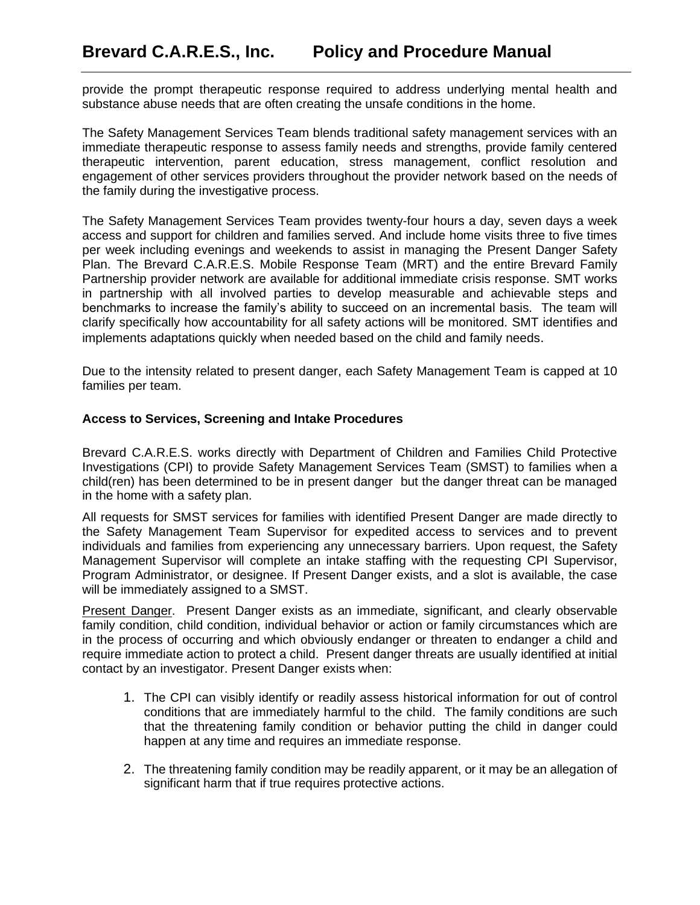provide the prompt therapeutic response required to address underlying mental health and substance abuse needs that are often creating the unsafe conditions in the home.

The Safety Management Services Team blends traditional safety management services with an immediate therapeutic response to assess family needs and strengths, provide family centered therapeutic intervention, parent education, stress management, conflict resolution and engagement of other services providers throughout the provider network based on the needs of the family during the investigative process.

The Safety Management Services Team provides twenty-four hours a day, seven days a week access and support for children and families served. And include home visits three to five times per week including evenings and weekends to assist in managing the Present Danger Safety Plan. The Brevard C.A.R.E.S. Mobile Response Team (MRT) and the entire Brevard Family Partnership provider network are available for additional immediate crisis response. SMT works in partnership with all involved parties to develop measurable and achievable steps and benchmarks to increase the family's ability to succeed on an incremental basis. The team will clarify specifically how accountability for all safety actions will be monitored. SMT identifies and implements adaptations quickly when needed based on the child and family needs.

Due to the intensity related to present danger, each Safety Management Team is capped at 10 families per team.

**Access to Services, Screening and Intake Procedures**

Brevard C.A.R.E.S. works directly with Department of Children and Families Child Protective Investigations (CPI) to provide Safety Management Services Team (SMST) to families when a child(ren) has been determined to be in present danger but the danger threat can be managed in the home with a safety plan.

All requests for SMST services for families with identified Present Danger are made directly to the Safety Management Team Supervisor for expedited access to services and to prevent individuals and families from experiencing any unnecessary barriers. Upon request, the Safety Management Supervisor will complete an intake staffing with the requesting CPI Supervisor, Program Administrator, or designee. If Present Danger exists, and a slot is available, the case will be immediately assigned to a SMST.

Present Danger. Present Danger exists as an immediate, significant, and clearly observable family condition, child condition, individual behavior or action or family circumstances which are in the process of occurring and which obviously endanger or threaten to endanger a child and require immediate action to protect a child. Present danger threats are usually identified at initial contact by an investigator. Present Danger exists when:

1. The CPI can visibly identify or readily assess historical information for out of control conditions that are immediately harmful to the child. The family conditions are such that the threatening family condition or behavior putting the child in danger could happen at any time and requires an immediate response.
2. The threatening family condition may be readily apparent, or it may be an allegation of significant harm that if true requires protective actions.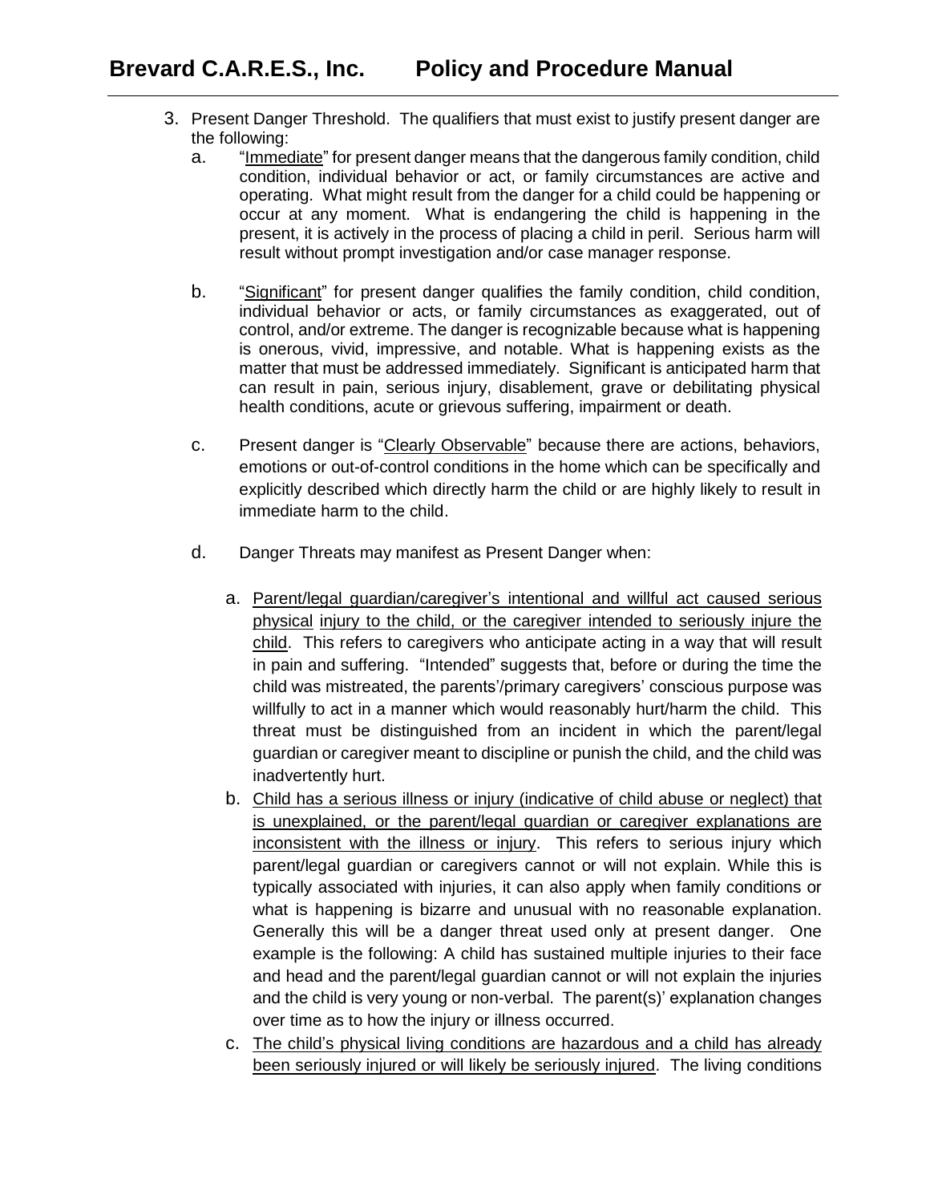3. Present Danger Threshold. The qualifiers that must exist to justify present danger are the following:
   a. "Immediate" for present danger means that the dangerous family condition, child condition, individual behavior or act, or family circumstances are active and operating. What might result from the danger for a child could be happening or occur at any moment. What is endangering the child is happening in the present, it is actively in the process of placing a child in peril. Serious harm will result without prompt investigation and/or case manager response.

   b. "Significant" for present danger qualifies the family condition, child condition, individual behavior or acts, or family circumstances as exaggerated, out of control, and/or extreme. The danger is recognizable because what is happening is onerous, vivid, impressive, and notable. What is happening exists as the matter that must be addressed immediately. Significant is anticipated harm that can result in pain, serious injury, disablement, grave or debilitating physical health conditions, acute or grievous suffering, impairment or death.

   c. Present danger is "Clearly Observable" because there are actions, behaviors, emotions or out-of-control conditions in the home which can be specifically and explicitly described which directly harm the child or are highly likely to result in immediate harm to the child.

   d. Danger Threats may manifest as Present Danger when:

      a. Parent/legal guardian/caregiver's intentional and willful act caused serious physical injury to the child, or the caregiver intended to seriously injure the child. This refers to caregivers who anticipate acting in a way that will result in pain and suffering. "Intended" suggests that, before or during the time the child was mistreated, the parents'/primary caregivers' conscious purpose was willfully to act in a manner which would reasonably hurt/harm the child. This threat must be distinguished from an incident in which the parent/legal guardian or caregiver meant to discipline or punish the child, and the child was inadvertently hurt.
      b. Child has a serious illness or injury (indicative of child abuse or neglect) that is unexplained, or the parent/legal guardian or caregiver explanations are inconsistent with the illness or injury. This refers to serious injury which parent/legal guardian or caregivers cannot or will not explain. While this is typically associated with injuries, it can also apply when family conditions or what is happening is bizarre and unusual with no reasonable explanation. Generally this will be a danger threat used only at present danger. One example is the following: A child has sustained multiple injuries to their face and head and the parent/legal guardian cannot or will not explain the injuries and the child is very young or non-verbal. The parent(s)' explanation changes over time as to how the injury or illness occurred.
      c. The child's physical living conditions are hazardous and a child has already been seriously injured or will likely be seriously injured. The living conditions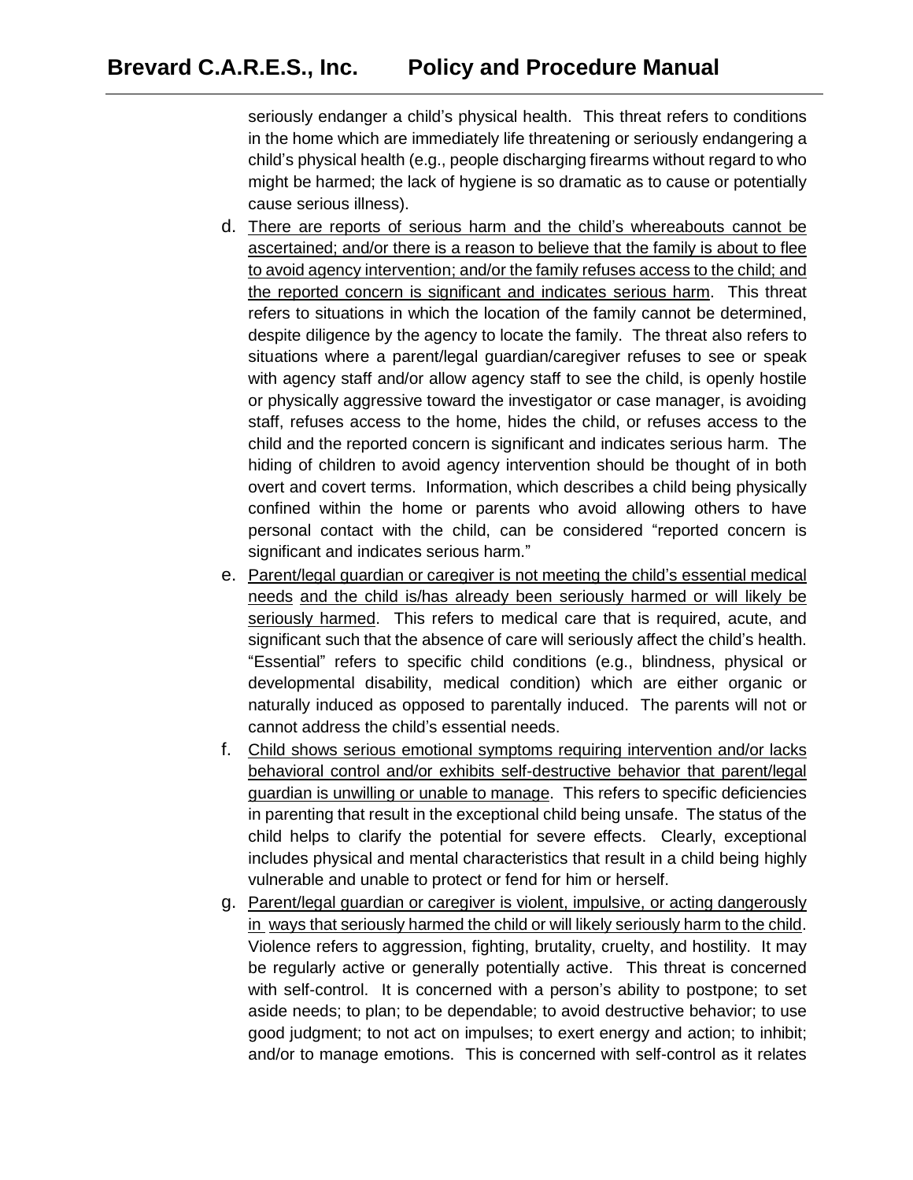seriously endanger a child's physical health. This threat refers to conditions in the home which are immediately life threatening or seriously endangering a child's physical health (e.g., people discharging firearms without regard to who might be harmed; the lack of hygiene is so dramatic as to cause or potentially cause serious illness).

d. <u>There are reports of serious harm and the child's whereabouts cannot be ascertained; and/or there is a reason to believe that the family is about to flee to avoid agency intervention; and/or the family refuses access to the child; and the reported concern is significant and indicates serious harm</u>. This threat refers to situations in which the location of the family cannot be determined, despite diligence by the agency to locate the family. The threat also refers to situations where a parent/legal guardian/caregiver refuses to see or speak with agency staff and/or allow agency staff to see the child, is openly hostile or physically aggressive toward the investigator or case manager, is avoiding staff, refuses access to the home, hides the child, or refuses access to the child and the reported concern is significant and indicates serious harm. The hiding of children to avoid agency intervention should be thought of in both overt and covert terms. Information, which describes a child being physically confined within the home or parents who avoid allowing others to have personal contact with the child, can be considered "reported concern is significant and indicates serious harm."

e. <u>Parent/legal guardian or caregiver is not meeting the child's essential medical needs</u> <u>and the child is/has already been seriously harmed or will likely be seriously harmed</u>. This refers to medical care that is required, acute, and significant such that the absence of care will seriously affect the child's health. "Essential" refers to specific child conditions (e.g., blindness, physical or developmental disability, medical condition) which are either organic or naturally induced as opposed to parentally induced. The parents will not or cannot address the child's essential needs.

f. <u>Child shows serious emotional symptoms requiring intervention and/or lacks behavioral control and/or exhibits self-destructive behavior that parent/legal guardian is unwilling or unable to manage</u>. This refers to specific deficiencies in parenting that result in the exceptional child being unsafe. The status of the child helps to clarify the potential for severe effects. Clearly, exceptional includes physical and mental characteristics that result in a child being highly vulnerable and unable to protect or fend for him or herself.

g. <u>Parent/legal guardian or caregiver is violent, impulsive, or acting dangerously in ways that seriously harmed the child or will likely seriously harm to the child</u>. Violence refers to aggression, fighting, brutality, cruelty, and hostility. It may be regularly active or generally potentially active. This threat is concerned with self-control. It is concerned with a person's ability to postpone; to set aside needs; to plan; to be dependable; to avoid destructive behavior; to use good judgment; to not act on impulses; to exert energy and action; to inhibit; and/or to manage emotions. This is concerned with self-control as it relates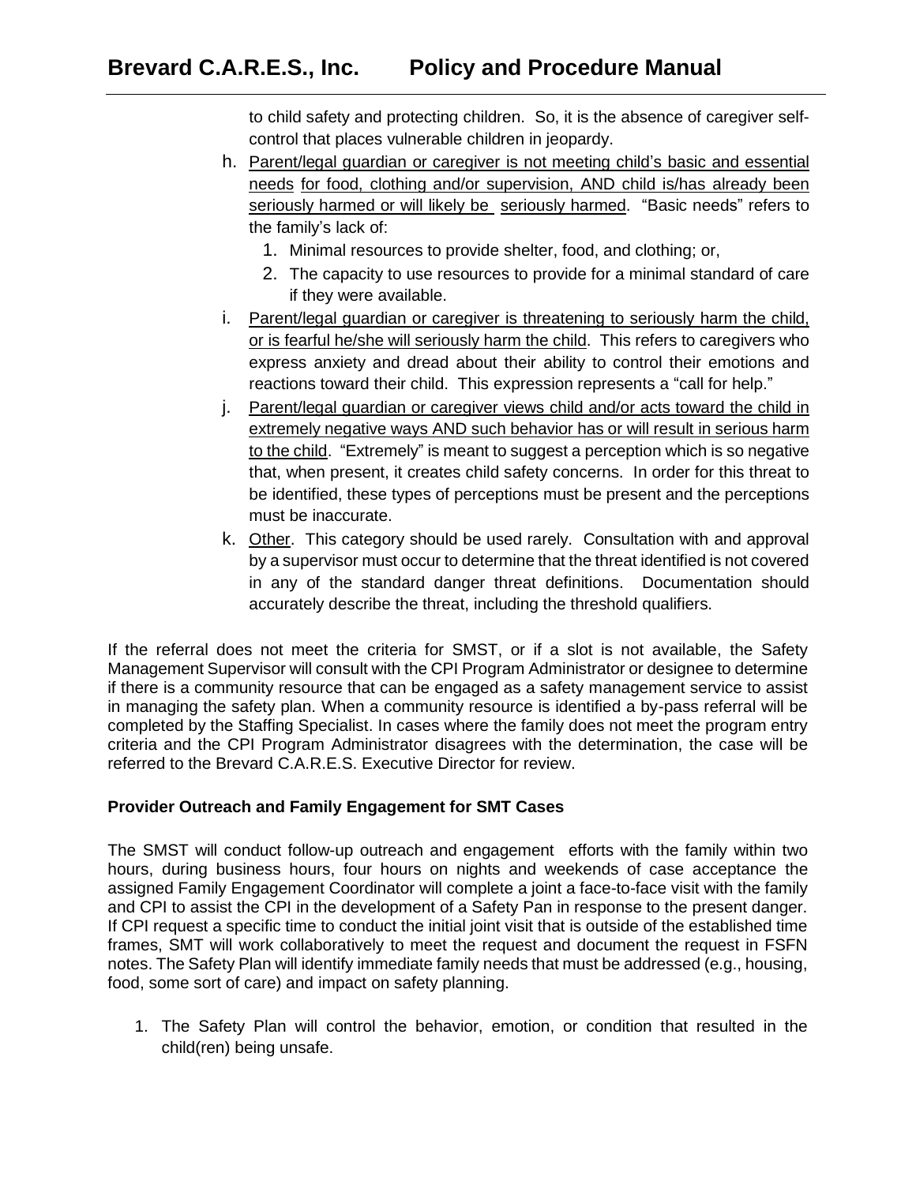to child safety and protecting children. So, it is the absence of caregiver self-control that places vulnerable children in jeopardy.

h. Parent/legal guardian or caregiver is not meeting child's basic and essential needs for food, clothing and/or supervision, AND child is/has already been seriously harmed or will likely be seriously harmed. "Basic needs" refers to the family's lack of:
   1. Minimal resources to provide shelter, food, and clothing; or,
   2. The capacity to use resources to provide for a minimal standard of care if they were available.

i. Parent/legal guardian or caregiver is threatening to seriously harm the child, or is fearful he/she will seriously harm the child. This refers to caregivers who express anxiety and dread about their ability to control their emotions and reactions toward their child. This expression represents a "call for help."

j. Parent/legal guardian or caregiver views child and/or acts toward the child in extremely negative ways AND such behavior has or will result in serious harm to the child. "Extremely" is meant to suggest a perception which is so negative that, when present, it creates child safety concerns. In order for this threat to be identified, these types of perceptions must be present and the perceptions must be inaccurate.

k. Other. This category should be used rarely. Consultation with and approval by a supervisor must occur to determine that the threat identified is not covered in any of the standard danger threat definitions. Documentation should accurately describe the threat, including the threshold qualifiers.

If the referral does not meet the criteria for SMST, or if a slot is not available, the Safety Management Supervisor will consult with the CPI Program Administrator or designee to determine if there is a community resource that can be engaged as a safety management service to assist in managing the safety plan. When a community resource is identified a by-pass referral will be completed by the Staffing Specialist. In cases where the family does not meet the program entry criteria and the CPI Program Administrator disagrees with the determination, the case will be referred to the Brevard C.A.R.E.S. Executive Director for review.

**Provider Outreach and Family Engagement for SMT Cases**

The SMST will conduct follow-up outreach and engagement efforts with the family within two hours, during business hours, four hours on nights and weekends of case acceptance the assigned Family Engagement Coordinator will complete a joint a face-to-face visit with the family and CPI to assist the CPI in the development of a Safety Pan in response to the present danger. If CPI request a specific time to conduct the initial joint visit that is outside of the established time frames, SMT will work collaboratively to meet the request and document the request in FSFN notes. The Safety Plan will identify immediate family needs that must be addressed (e.g., housing, food, some sort of care) and impact on safety planning.

1. The Safety Plan will control the behavior, emotion, or condition that resulted in the child(ren) being unsafe.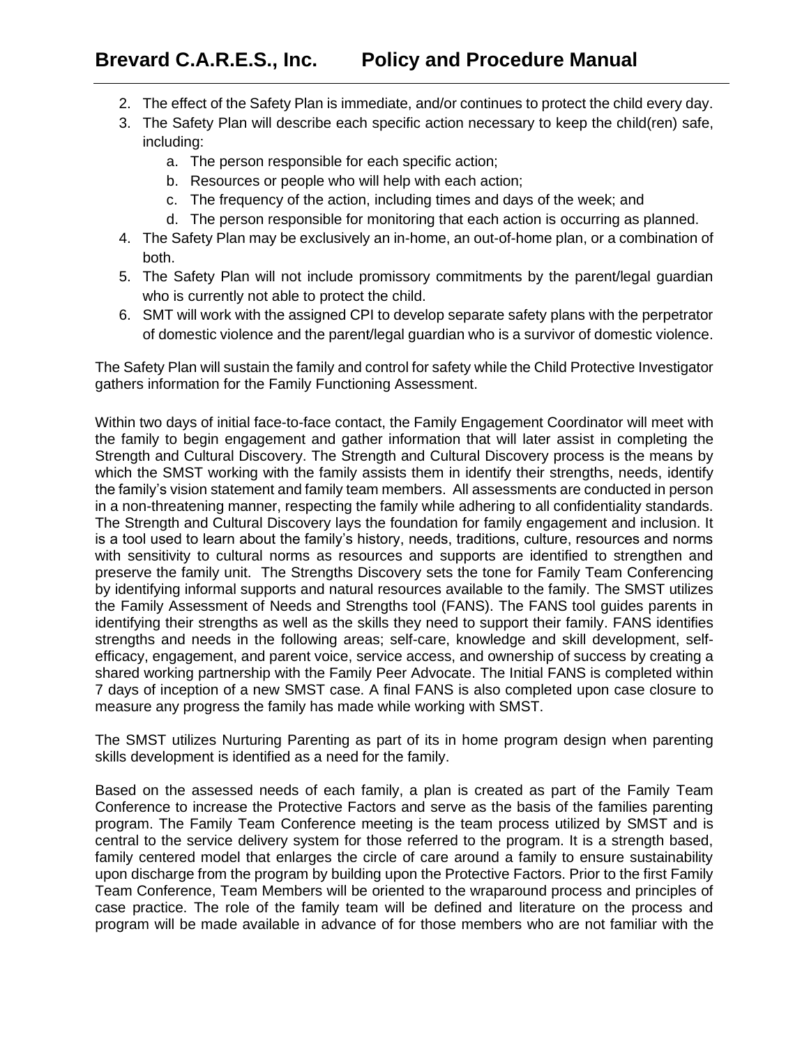2. The effect of the Safety Plan is immediate, and/or continues to protect the child every day.
3. The Safety Plan will describe each specific action necessary to keep the child(ren) safe, including:
   a. The person responsible for each specific action;
   b. Resources or people who will help with each action;
   c. The frequency of the action, including times and days of the week; and
   d. The person responsible for monitoring that each action is occurring as planned.
4. The Safety Plan may be exclusively an in-home, an out-of-home plan, or a combination of both.
5. The Safety Plan will not include promissory commitments by the parent/legal guardian who is currently not able to protect the child.
6. SMT will work with the assigned CPI to develop separate safety plans with the perpetrator of domestic violence and the parent/legal guardian who is a survivor of domestic violence.

The Safety Plan will sustain the family and control for safety while the Child Protective Investigator gathers information for the Family Functioning Assessment.

Within two days of initial face-to-face contact, the Family Engagement Coordinator will meet with the family to begin engagement and gather information that will later assist in completing the Strength and Cultural Discovery. The Strength and Cultural Discovery process is the means by which the SMST working with the family assists them in identify their strengths, needs, identify the family's vision statement and family team members. All assessments are conducted in person in a non-threatening manner, respecting the family while adhering to all confidentiality standards. The Strength and Cultural Discovery lays the foundation for family engagement and inclusion. It is a tool used to learn about the family's history, needs, traditions, culture, resources and norms with sensitivity to cultural norms as resources and supports are identified to strengthen and preserve the family unit. The Strengths Discovery sets the tone for Family Team Conferencing by identifying informal supports and natural resources available to the family. The SMST utilizes the Family Assessment of Needs and Strengths tool (FANS). The FANS tool guides parents in identifying their strengths as well as the skills they need to support their family. FANS identifies strengths and needs in the following areas; self-care, knowledge and skill development, self-efficacy, engagement, and parent voice, service access, and ownership of success by creating a shared working partnership with the Family Peer Advocate. The Initial FANS is completed within 7 days of inception of a new SMST case. A final FANS is also completed upon case closure to measure any progress the family has made while working with SMST.

The SMST utilizes Nurturing Parenting as part of its in home program design when parenting skills development is identified as a need for the family.

Based on the assessed needs of each family, a plan is created as part of the Family Team Conference to increase the Protective Factors and serve as the basis of the families parenting program. The Family Team Conference meeting is the team process utilized by SMST and is central to the service delivery system for those referred to the program. It is a strength based, family centered model that enlarges the circle of care around a family to ensure sustainability upon discharge from the program by building upon the Protective Factors. Prior to the first Family Team Conference, Team Members will be oriented to the wraparound process and principles of case practice. The role of the family team will be defined and literature on the process and program will be made available in advance of for those members who are not familiar with the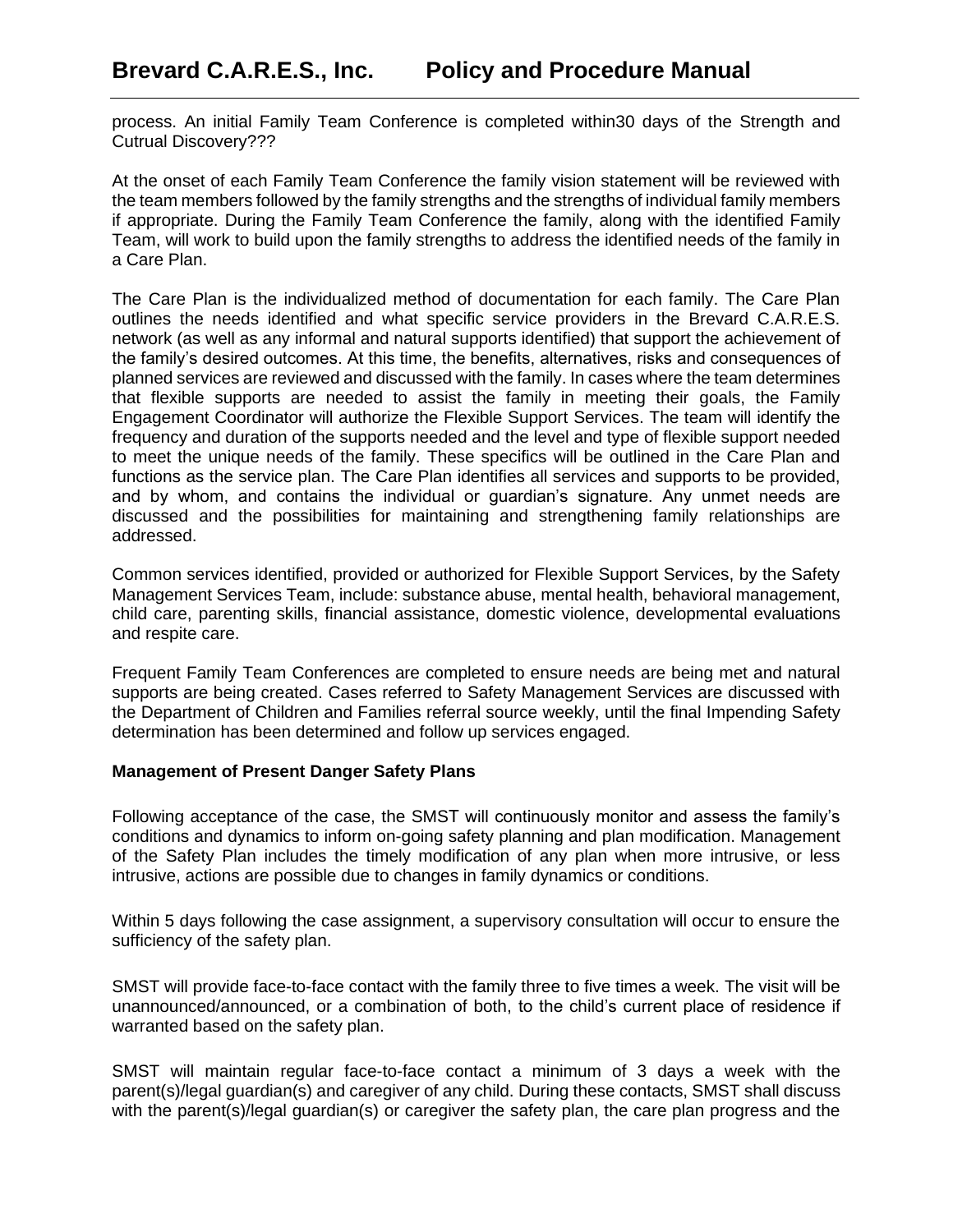process. An initial Family Team Conference is completed within30 days of the Strength and Cutrual Discovery???

At the onset of each Family Team Conference the family vision statement will be reviewed with the team members followed by the family strengths and the strengths of individual family members if appropriate. During the Family Team Conference the family, along with the identified Family Team, will work to build upon the family strengths to address the identified needs of the family in a Care Plan.

The Care Plan is the individualized method of documentation for each family. The Care Plan outlines the needs identified and what specific service providers in the Brevard C.A.R.E.S. network (as well as any informal and natural supports identified) that support the achievement of the family's desired outcomes. At this time, the benefits, alternatives, risks and consequences of planned services are reviewed and discussed with the family. In cases where the team determines that flexible supports are needed to assist the family in meeting their goals, the Family Engagement Coordinator will authorize the Flexible Support Services. The team will identify the frequency and duration of the supports needed and the level and type of flexible support needed to meet the unique needs of the family. These specifics will be outlined in the Care Plan and functions as the service plan. The Care Plan identifies all services and supports to be provided, and by whom, and contains the individual or guardian's signature. Any unmet needs are discussed and the possibilities for maintaining and strengthening family relationships are addressed.

Common services identified, provided or authorized for Flexible Support Services, by the Safety Management Services Team, include: substance abuse, mental health, behavioral management, child care, parenting skills, financial assistance, domestic violence, developmental evaluations and respite care.

Frequent Family Team Conferences are completed to ensure needs are being met and natural supports are being created. Cases referred to Safety Management Services are discussed with the Department of Children and Families referral source weekly, until the final Impending Safety determination has been determined and follow up services engaged.

**Management of Present Danger Safety Plans**

Following acceptance of the case, the SMST will continuously monitor and assess the family's conditions and dynamics to inform on-going safety planning and plan modification. Management of the Safety Plan includes the timely modification of any plan when more intrusive, or less intrusive, actions are possible due to changes in family dynamics or conditions.

Within 5 days following the case assignment, a supervisory consultation will occur to ensure the sufficiency of the safety plan.

SMST will provide face-to-face contact with the family three to five times a week. The visit will be unannounced/announced, or a combination of both, to the child's current place of residence if warranted based on the safety plan.

SMST will maintain regular face-to-face contact a minimum of 3 days a week with the parent(s)/legal guardian(s) and caregiver of any child. During these contacts, SMST shall discuss with the parent(s)/legal guardian(s) or caregiver the safety plan, the care plan progress and the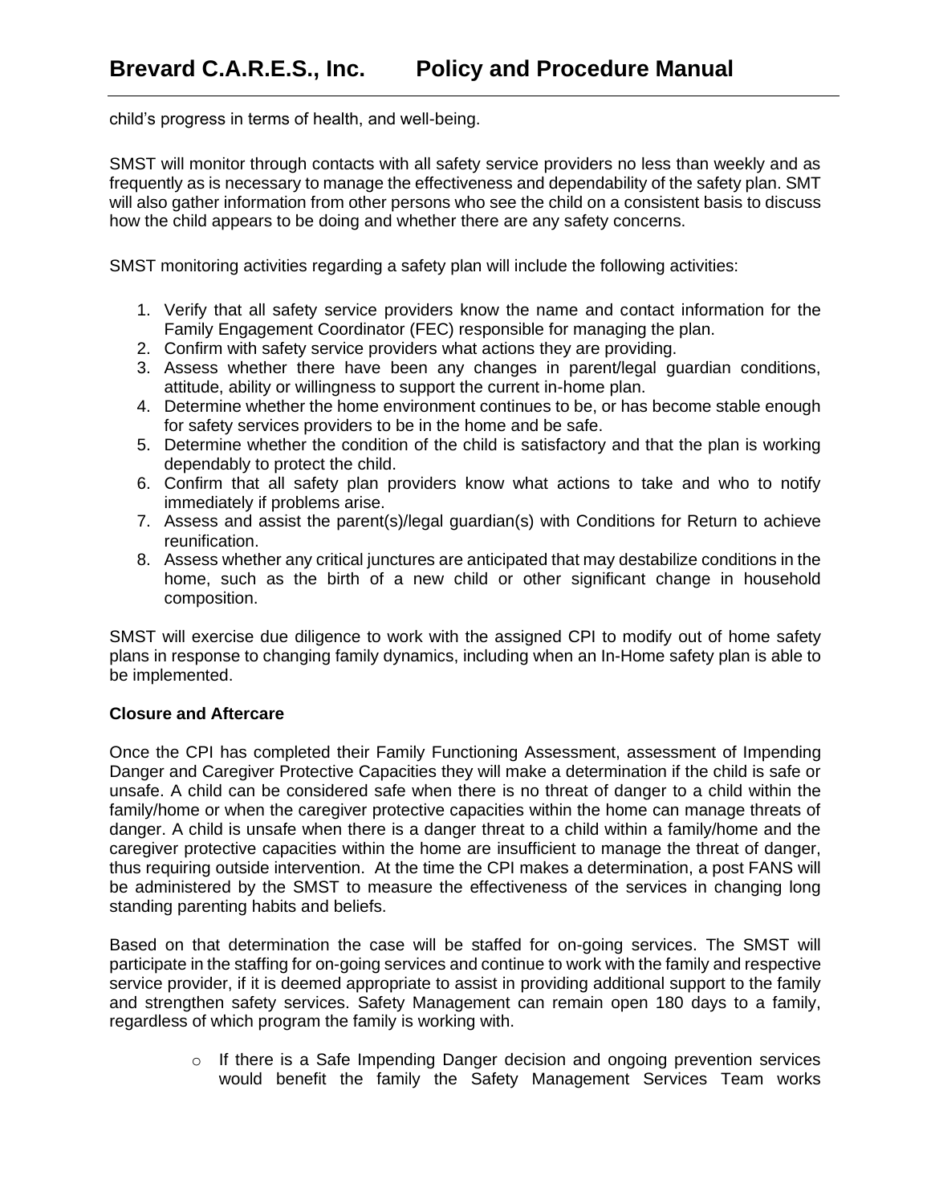child's progress in terms of health, and well-being.

SMST will monitor through contacts with all safety service providers no less than weekly and as frequently as is necessary to manage the effectiveness and dependability of the safety plan. SMT will also gather information from other persons who see the child on a consistent basis to discuss how the child appears to be doing and whether there are any safety concerns.

SMST monitoring activities regarding a safety plan will include the following activities:

1. Verify that all safety service providers know the name and contact information for the Family Engagement Coordinator (FEC) responsible for managing the plan.
2. Confirm with safety service providers what actions they are providing.
3. Assess whether there have been any changes in parent/legal guardian conditions, attitude, ability or willingness to support the current in-home plan.
4. Determine whether the home environment continues to be, or has become stable enough for safety services providers to be in the home and be safe.
5. Determine whether the condition of the child is satisfactory and that the plan is working dependably to protect the child.
6. Confirm that all safety plan providers know what actions to take and who to notify immediately if problems arise.
7. Assess and assist the parent(s)/legal guardian(s) with Conditions for Return to achieve reunification.
8. Assess whether any critical junctures are anticipated that may destabilize conditions in the home, such as the birth of a new child or other significant change in household composition.

SMST will exercise due diligence to work with the assigned CPI to modify out of home safety plans in response to changing family dynamics, including when an In-Home safety plan is able to be implemented.

**Closure and Aftercare**

Once the CPI has completed their Family Functioning Assessment, assessment of Impending Danger and Caregiver Protective Capacities they will make a determination if the child is safe or unsafe. A child can be considered safe when there is no threat of danger to a child within the family/home or when the caregiver protective capacities within the home can manage threats of danger. A child is unsafe when there is a danger threat to a child within a family/home and the caregiver protective capacities within the home are insufficient to manage the threat of danger, thus requiring outside intervention. At the time the CPI makes a determination, a post FANS will be administered by the SMST to measure the effectiveness of the services in changing long standing parenting habits and beliefs.

Based on that determination the case will be staffed for on-going services. The SMST will participate in the staffing for on-going services and continue to work with the family and respective service provider, if it is deemed appropriate to assist in providing additional support to the family and strengthen safety services. Safety Management can remain open 180 days to a family, regardless of which program the family is working with.

- If there is a Safe Impending Danger decision and ongoing prevention services would benefit the family the Safety Management Services Team works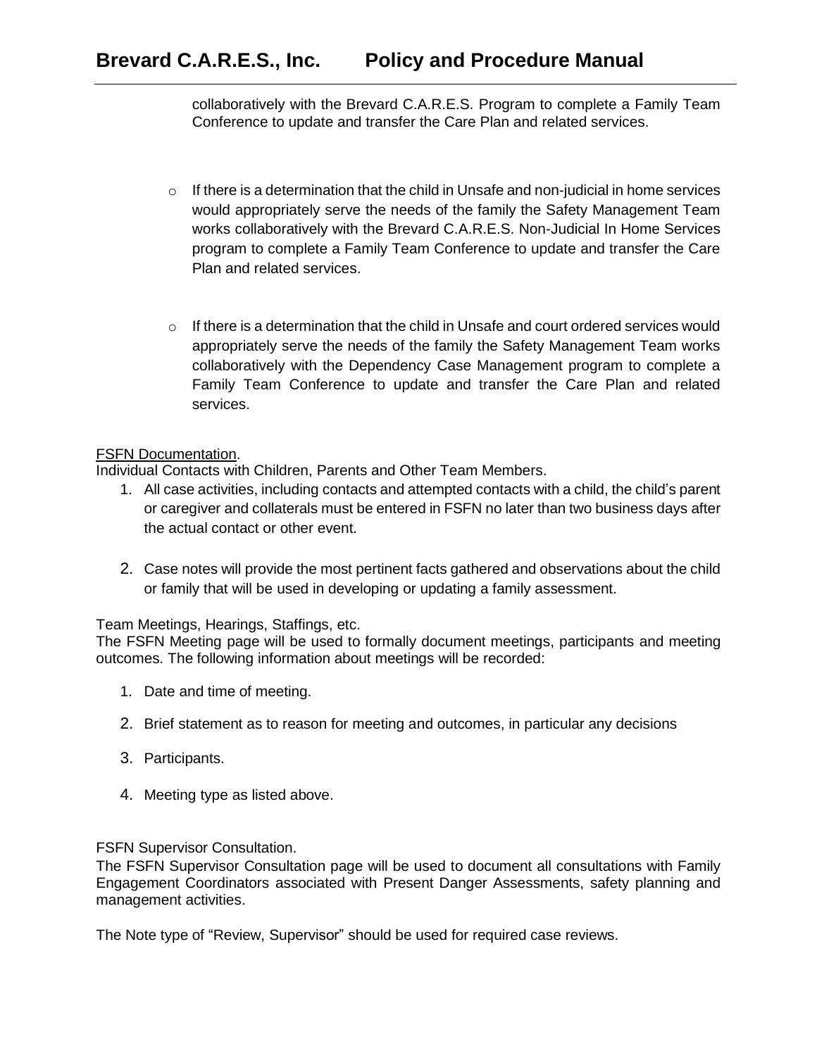collaboratively with the Brevard C.A.R.E.S. Program to complete a Family Team Conference to update and transfer the Care Plan and related services.

- If there is a determination that the child in Unsafe and non-judicial in home services would appropriately serve the needs of the family the Safety Management Team works collaboratively with the Brevard C.A.R.E.S. Non-Judicial In Home Services program to complete a Family Team Conference to update and transfer the Care Plan and related services.

- If there is a determination that the child in Unsafe and court ordered services would appropriately serve the needs of the family the Safety Management Team works collaboratively with the Dependency Case Management program to complete a Family Team Conference to update and transfer the Care Plan and related services.

<u>FSFN Documentation</u>.

Individual Contacts with Children, Parents and Other Team Members.

1. All case activities, including contacts and attempted contacts with a child, the child's parent or caregiver and collaterals must be entered in FSFN no later than two business days after the actual contact or other event.

2. Case notes will provide the most pertinent facts gathered and observations about the child or family that will be used in developing or updating a family assessment.

Team Meetings, Hearings, Staffings, etc.

The FSFN Meeting page will be used to formally document meetings, participants and meeting outcomes. The following information about meetings will be recorded:

1. Date and time of meeting.

2. Brief statement as to reason for meeting and outcomes, in particular any decisions

3. Participants.

4. Meeting type as listed above.

FSFN Supervisor Consultation.

The FSFN Supervisor Consultation page will be used to document all consultations with Family Engagement Coordinators associated with Present Danger Assessments, safety planning and management activities.

The Note type of "Review, Supervisor" should be used for required case reviews.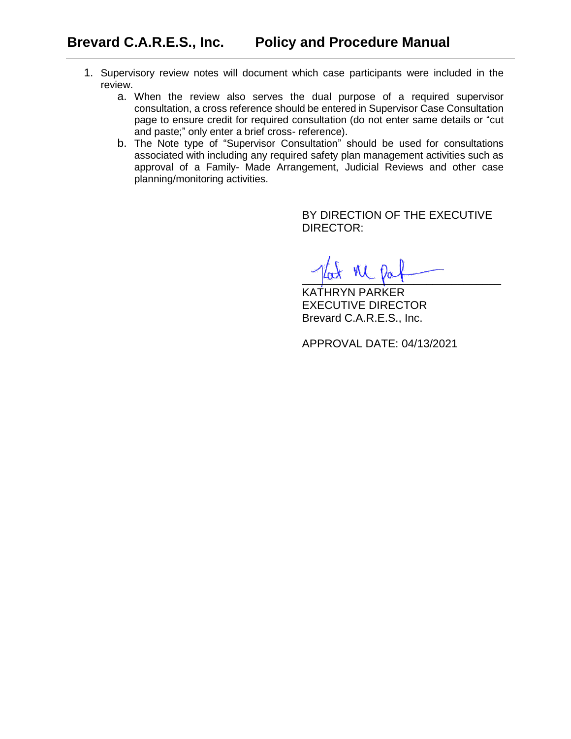1. Supervisory review notes will document which case participants were included in the review.
   a. When the review also serves the dual purpose of a required supervisor consultation, a cross reference should be entered in Supervisor Case Consultation page to ensure credit for required consultation (do not enter same details or "cut and paste;" only enter a brief cross- reference).
   b. The Note type of "Supervisor Consultation" should be used for consultations associated with including any required safety plan management activities such as approval of a Family- Made Arrangement, Judicial Reviews and other case planning/monitoring activities.

BY DIRECTION OF THE EXECUTIVE DIRECTOR:

\_\_\_\_\_\_\_\_\_\_\_\_\_\_\_\_\_\_\_\_\_\_\_\_\_\_\_\_\_\_\_\_

KATHRYN PARKER
EXECUTIVE DIRECTOR
Brevard C.A.R.E.S., Inc.

APPROVAL DATE: 04/13/2021